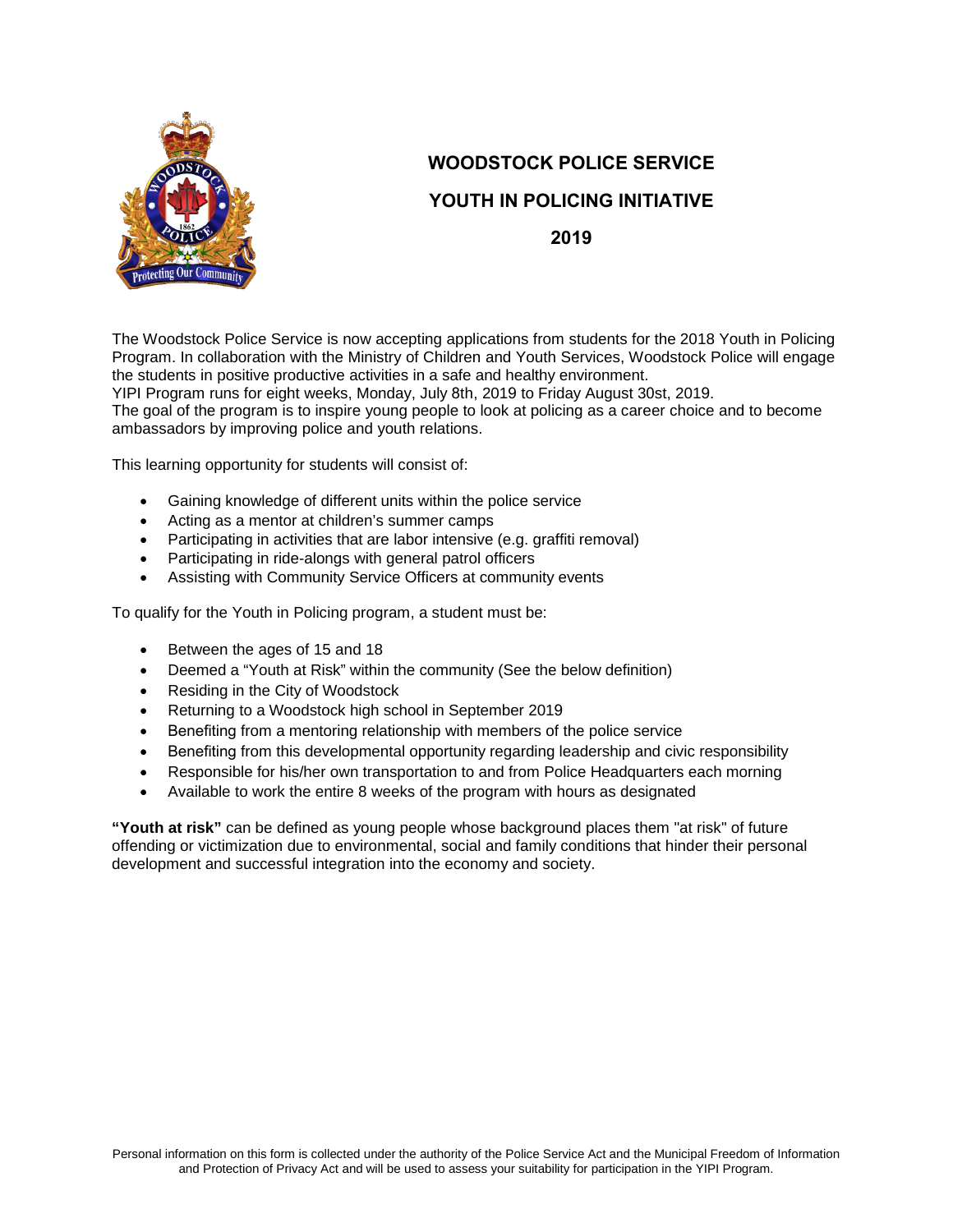# WOODSTOCK POLICE SERVICE

## YOUTH IN POLICING INITIATIVE

## 2019

The Woodstock Police Service is now accepting applications from students for the 2018 Youth in Policing Program. In collaboration with the Ministry of Children and Youth Services, Woodstock Police will engage the students in positive productive activities in a safe and healthy environment.
YIPI Program runs for eight weeks, Monday, July 8th, 2019 to Friday August 30st, 2019.
The goal of the program is to inspire young people to look at policing as a career choice and to become ambassadors by improving police and youth relations.

This learning opportunity for students will consist of:

- Gaining knowledge of different units within the police service
- Acting as a mentor at children's summer camps
- Participating in activities that are labor intensive (e.g. graffiti removal)
- Participating in ride-alongs with general patrol officers
- Assisting with Community Service Officers at community events

To qualify for the Youth in Policing program, a student must be:

- Between the ages of 15 and 18
- Deemed a "Youth at Risk" within the community (See the below definition)
- Residing in the City of Woodstock
- Returning to a Woodstock high school in September 2019
- Benefiting from a mentoring relationship with members of the police service
- Benefiting from this developmental opportunity regarding leadership and civic responsibility
- Responsible for his/her own transportation to and from Police Headquarters each morning
- Available to work the entire 8 weeks of the program with hours as designated

**"Youth at risk"** can be defined as young people whose background places them "at risk" of future offending or victimization due to environmental, social and family conditions that hinder their personal development and successful integration into the economy and society.

Personal information on this form is collected under the authority of the Police Service Act and the Municipal Freedom of Information and Protection of Privacy Act and will be used to assess your suitability for participation in the YIPI Program.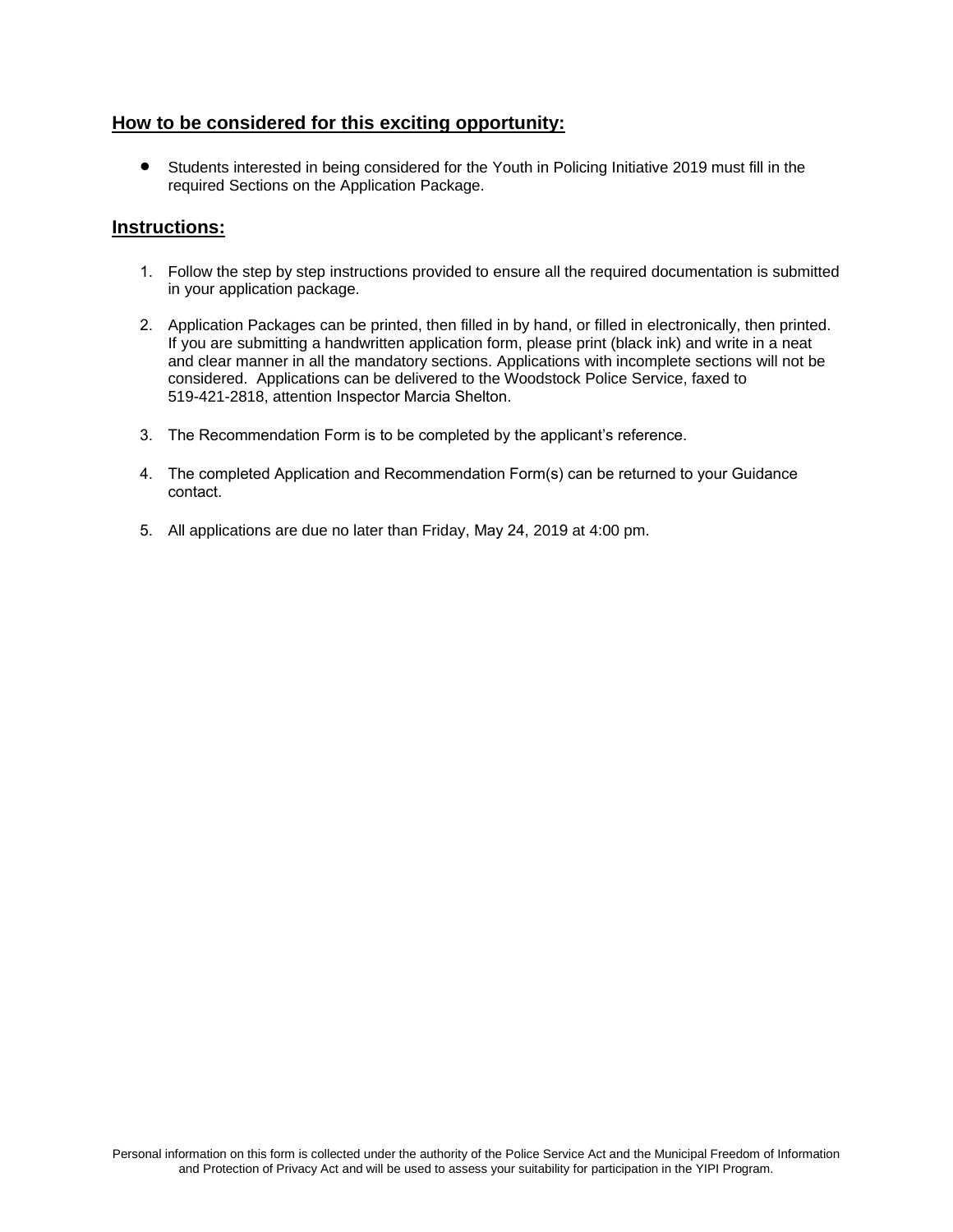## How to be considered for this exciting opportunity:

- Students interested in being considered for the Youth in Policing Initiative 2019 must fill in the required Sections on the Application Package.

## Instructions:

1. Follow the step by step instructions provided to ensure all the required documentation is submitted in your application package.

2. Application Packages can be printed, then filled in by hand, or filled in electronically, then printed. If you are submitting a handwritten application form, please print (black ink) and write in a neat and clear manner in all the mandatory sections. Applications with incomplete sections will not be considered. Applications can be delivered to the Woodstock Police Service, faxed to 519-421-2818, attention Inspector Marcia Shelton.

3. The Recommendation Form is to be completed by the applicant's reference.

4. The completed Application and Recommendation Form(s) can be returned to your Guidance contact.

5. All applications are due no later than Friday, May 24, 2019 at 4:00 pm.

Personal information on this form is collected under the authority of the Police Service Act and the Municipal Freedom of Information and Protection of Privacy Act and will be used to assess your suitability for participation in the YIPI Program.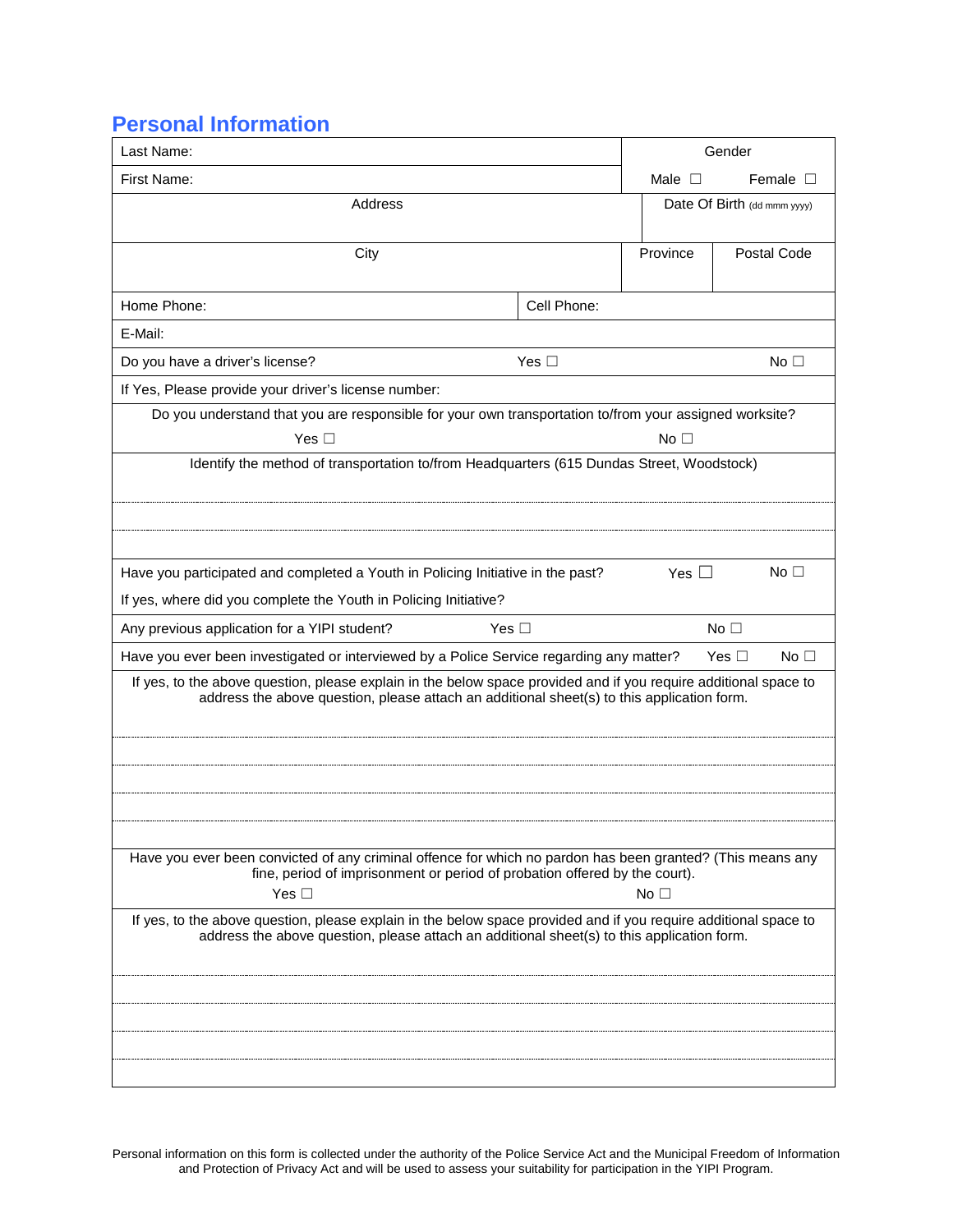## Personal Information

| Last Name: | | Gender | |
|---|---|---|---|
| First Name: | | Male ☐ | Female ☐ |
| Address | | Date Of Birth (dd mmm yyyy) | |
| City | | Province | Postal Code |
| Home Phone: | Cell Phone: | | |
| E-Mail: | | | |
| Do you have a driver's license? | Yes ☐ | | No ☐ |
| If Yes, Please provide your driver's license number: | | | |
| Do you understand that you are responsible for your own transportation to/from your assigned worksite? | | | |
| Yes ☐ | | No ☐ | |
| Identify the method of transportation to/from Headquarters (615 Dundas Street, Woodstock) | | | |
| | | | |
| | | | |
| Have you participated and completed a Youth in Policing Initiative in the past? | | Yes ☐ | No ☐ |
| If yes, where did you complete the Youth in Policing Initiative? | | | |
| Any previous application for a YIPI student? | Yes ☐ | No ☐ | |
| Have you ever been investigated or interviewed by a Police Service regarding any matter? | | Yes ☐ | No ☐ |
| If yes, to the above question, please explain in the below space provided and if you require additional space to address the above question, please attach an additional sheet(s) to this application form. | | | |
| | | | |
| | | | |
| | | | |
| | | | |
| Have you ever been convicted of any criminal offence for which no pardon has been granted? (This means any fine, period of imprisonment or period of probation offered by the court). | | | |
| Yes ☐ | | No ☐ | |
| If yes, to the above question, please explain in the below space provided and if you require additional space to address the above question, please attach an additional sheet(s) to this application form. | | | |
| | | | |
| | | | |
| | | | |
| | | | |

Personal information on this form is collected under the authority of the Police Service Act and the Municipal Freedom of Information and Protection of Privacy Act and will be used to assess your suitability for participation in the YIPI Program.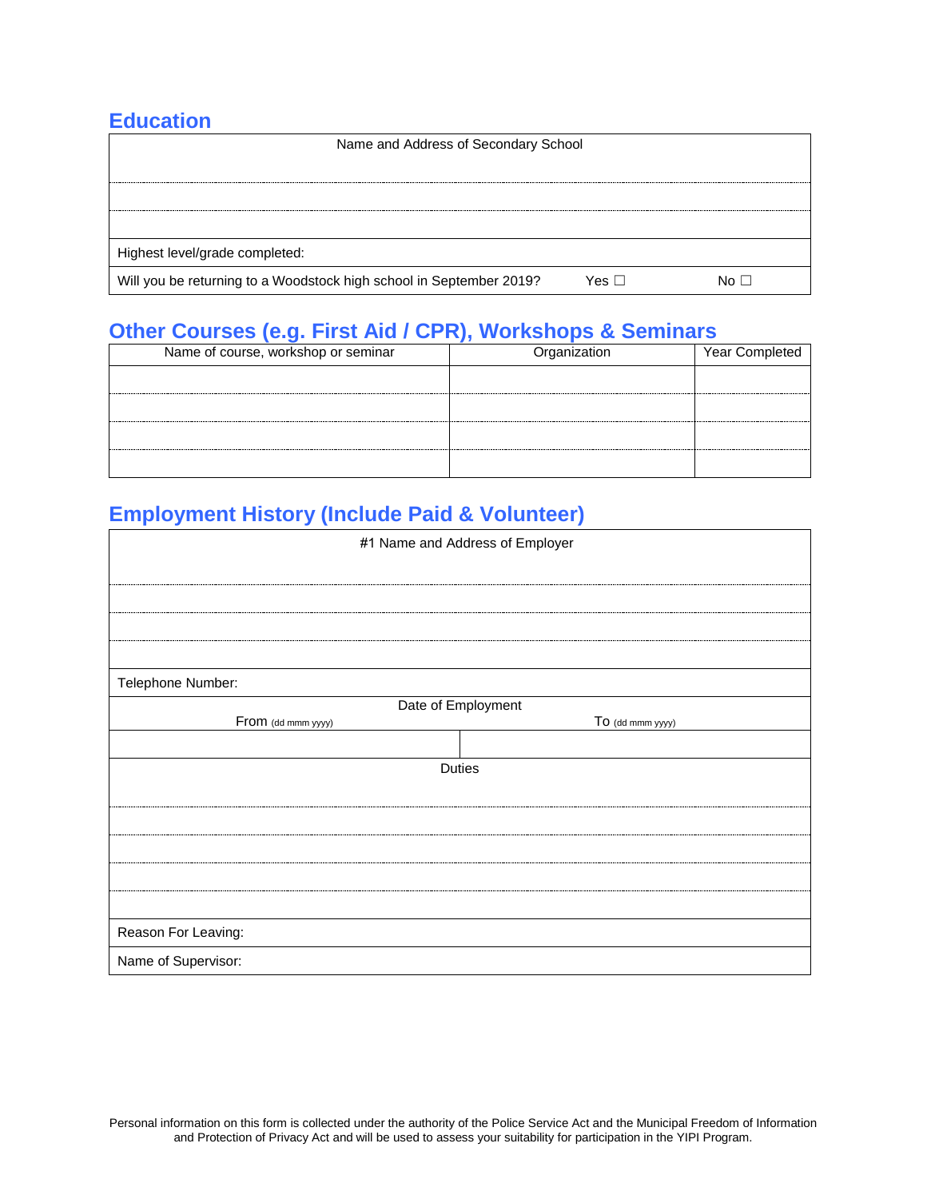## Education

| Name and Address of Secondary School | | |
|---|---|---|
| | | |
| | | |
| Highest level/grade completed: | | |
| Will you be returning to a Woodstock high school in September 2019? | Yes ☐ | No ☐ |

## Other Courses (e.g. First Aid / CPR), Workshops & Seminars

| Name of course, workshop or seminar | Organization | Year Completed |
|---|---|---|
| | | |
| | | |
| | | |
| | | |

## Employment History (Include Paid & Volunteer)

| #1 Name and Address of Employer | |
|---|---|
| | |
| | |
| | |
| Telephone Number: | |
| Date of Employment | |
| From (dd mmm yyyy) | To (dd mmm yyyy) |
| | |
| Duties | |
| | |
| | |
| | |
| | |
| Reason For Leaving: | |
| Name of Supervisor: | |

Personal information on this form is collected under the authority of the Police Service Act and the Municipal Freedom of Information and Protection of Privacy Act and will be used to assess your suitability for participation in the YIPI Program.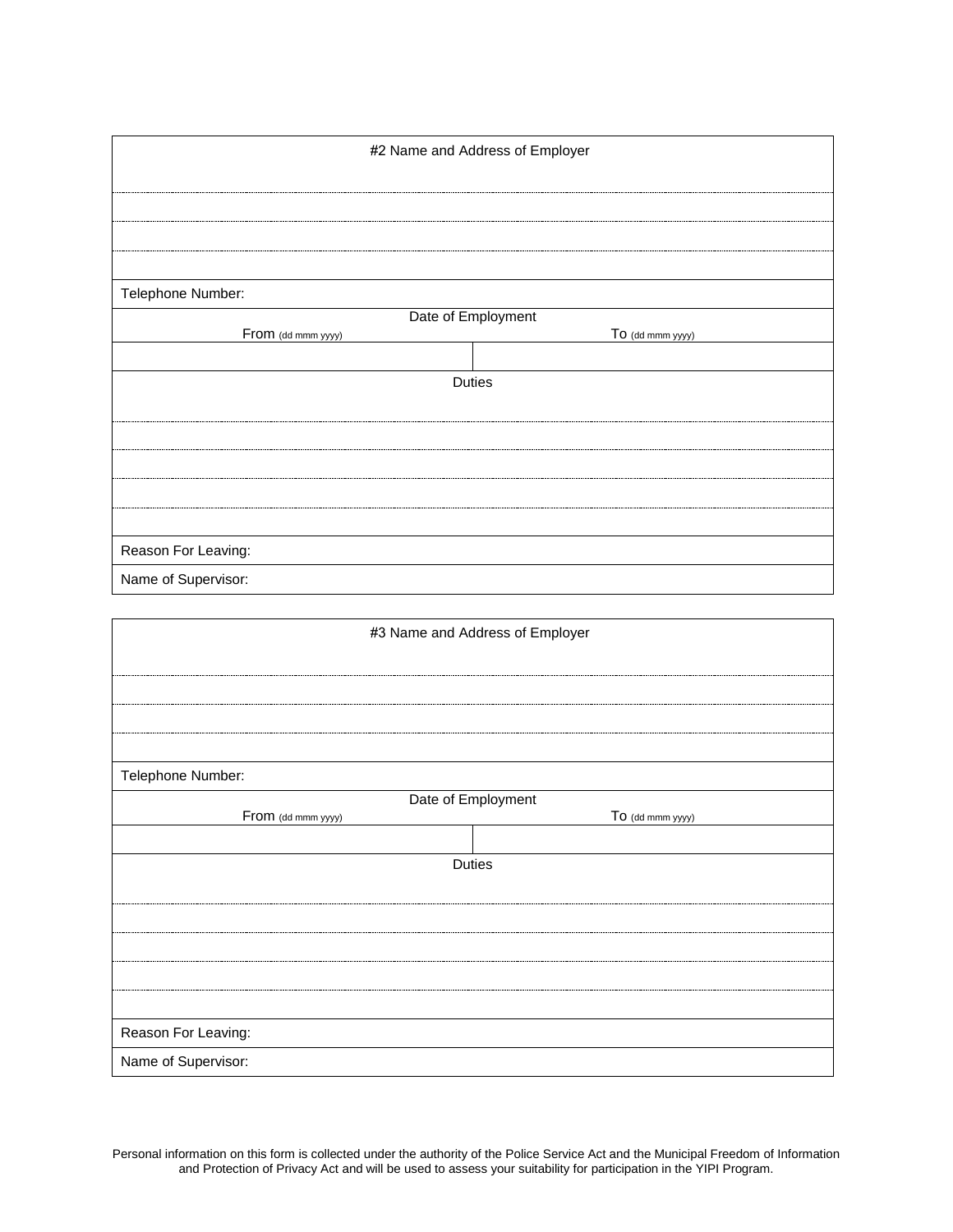| #2 Name and Address of Employer | |
|---|---|
| | |
| | |
| | |
| Telephone Number: | |
| Date of Employment | |
| From (dd mmm yyyy) | To (dd mmm yyyy) |
| | |
| Duties | |
| | |
| | |
| | |
| | |
| Reason For Leaving: | |
| Name of Supervisor: | |

| #3 Name and Address of Employer | |
|---|---|
| | |
| | |
| | |
| Telephone Number: | |
| Date of Employment | |
| From (dd mmm yyyy) | To (dd mmm yyyy) |
| | |
| Duties | |
| | |
| | |
| | |
| | |
| Reason For Leaving: | |
| Name of Supervisor: | |

Personal information on this form is collected under the authority of the Police Service Act and the Municipal Freedom of Information and Protection of Privacy Act and will be used to assess your suitability for participation in the YIPI Program.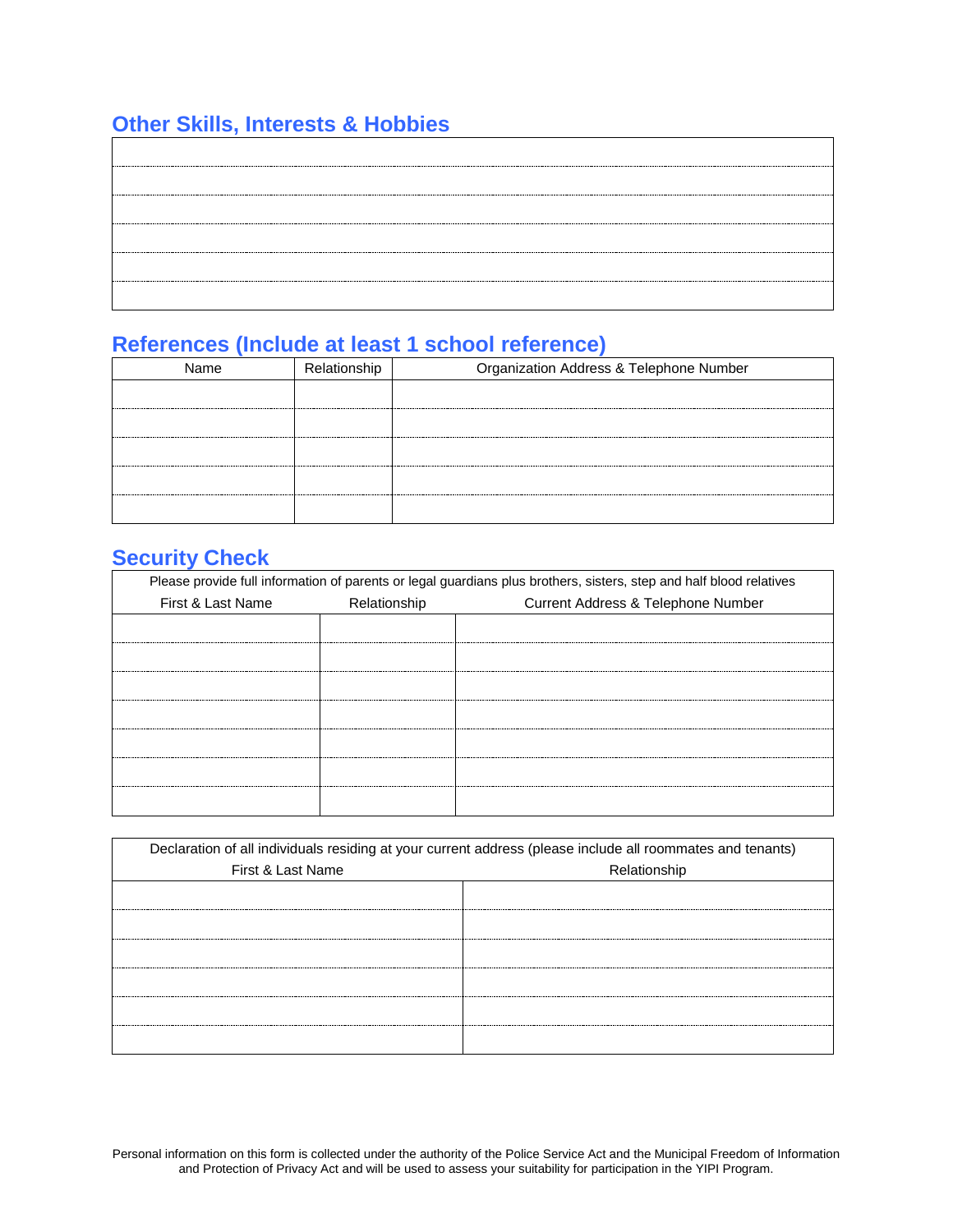## Other Skills, Interests & Hobbies

| |
|---|
| |
| |
| |
| |
| |
| |

## References (Include at least 1 school reference)

| Name | Relationship | Organization Address & Telephone Number |
|---|---|---|
| | | |
| | | |
| | | |
| | | |
| | | |

## Security Check

| Please provide full information of parents or legal guardians plus brothers, sisters, step and half blood relatives | | |
|---|---|---|
| First & Last Name | Relationship | Current Address & Telephone Number |
| | | |
| | | |
| | | |
| | | |
| | | |
| | | |
| | | |

| Declaration of all individuals residing at your current address (please include all roommates and tenants) | |
|---|---|
| First & Last Name | Relationship |
| | |
| | |
| | |
| | |
| | |
| | |

Personal information on this form is collected under the authority of the Police Service Act and the Municipal Freedom of Information and Protection of Privacy Act and will be used to assess your suitability for participation in the YIPI Program.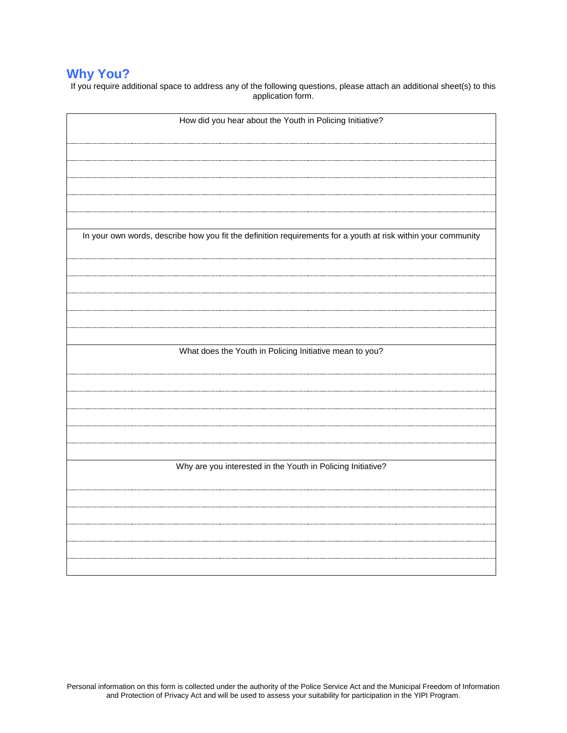## Why You?

If you require additional space to address any of the following questions, please attach an additional sheet(s) to this application form.

| How did you hear about the Youth in Policing Initiative? |
|---|
| |
| |
| |
| |
| |

| In your own words, describe how you fit the definition requirements for a youth at risk within your community |
|---|
| |
| |
| |
| |
| |

| What does the Youth in Policing Initiative mean to you? |
|---|
| |
| |
| |
| |
| |

| Why are you interested in the Youth in Policing Initiative? |
|---|
| |
| |
| |
| |
| |

Personal information on this form is collected under the authority of the Police Service Act and the Municipal Freedom of Information and Protection of Privacy Act and will be used to assess your suitability for participation in the YIPI Program.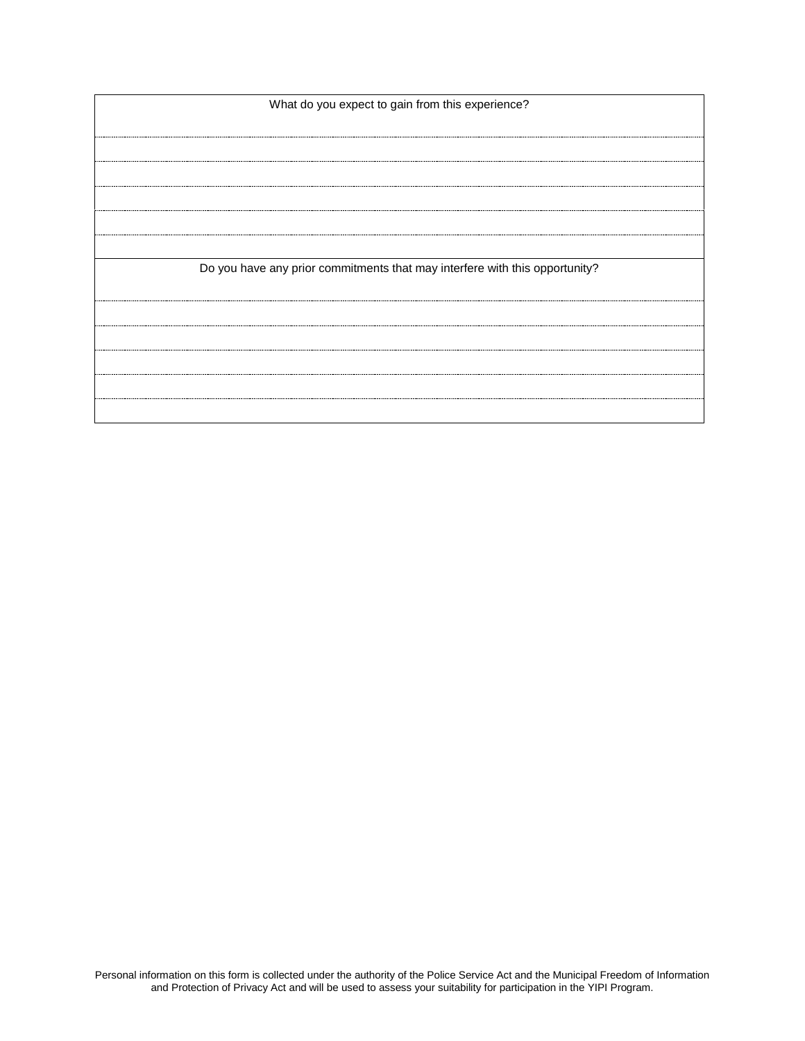| What do you expect to gain from this experience? |
| --- |
| |
| |
| |
| |
| |

| Do you have any prior commitments that may interfere with this opportunity? |
| --- |
| |
| |
| |
| |
| |

Personal information on this form is collected under the authority of the Police Service Act and the Municipal Freedom of Information and Protection of Privacy Act and will be used to assess your suitability for participation in the YIPI Program.